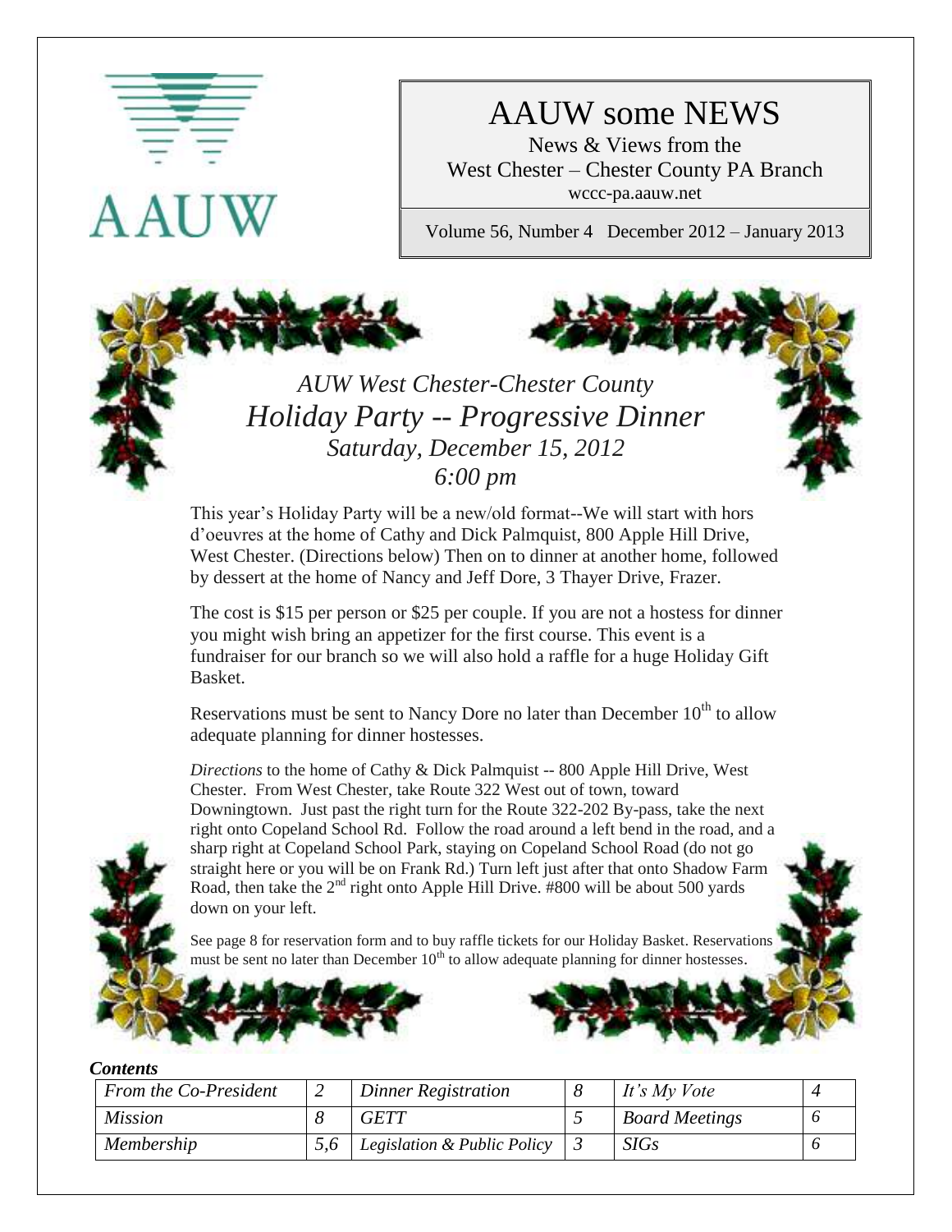AAUW

# AAUW some NEWS

News & Views from the
West Chester – Chester County PA Branch
wccc-pa.aauw.net

Volume 56, Number 4 December 2012 – January 2013

## *AUW West Chester-Chester County*
## *Holiday Party -- Progressive Dinner*
### *Saturday, December 15, 2012*
### *6:00 pm*

This year's Holiday Party will be a new/old format--We will start with hors d'oeuvres at the home of Cathy and Dick Palmquist, 800 Apple Hill Drive, West Chester. (Directions below) Then on to dinner at another home, followed by dessert at the home of Nancy and Jeff Dore, 3 Thayer Drive, Frazer.

The cost is $15 per person or $25 per couple. If you are not a hostess for dinner you might wish bring an appetizer for the first course. This event is a fundraiser for our branch so we will also hold a raffle for a huge Holiday Gift Basket.

Reservations must be sent to Nancy Dore no later than December 10th to allow adequate planning for dinner hostesses.

*Directions* to the home of Cathy & Dick Palmquist -- 800 Apple Hill Drive, West Chester. From West Chester, take Route 322 West out of town, toward Downingtown. Just past the right turn for the Route 322-202 By-pass, take the next right onto Copeland School Rd. Follow the road around a left bend in the road, and a sharp right at Copeland School Park, staying on Copeland School Road (do not go straight here or you will be on Frank Rd.) Turn left just after that onto Shadow Farm Road, then take the 2nd right onto Apple Hill Drive. #800 will be about 500 yards down on your left.

See page 8 for reservation form and to buy raffle tickets for our Holiday Basket. Reservations must be sent no later than December 10th to allow adequate planning for dinner hostesses.

***Contents***

| *From the Co-President* | *2* | *Dinner Registration* | *8* | *It's My Vote* | *4* |
|---|---|---|---|---|---|
| *Mission* | *8* | *GETT* | *5* | *Board Meetings* | *6* |
| *Membership* | *5,6* | *Legislation & Public Policy* | *3* | *SIGs* | *6* |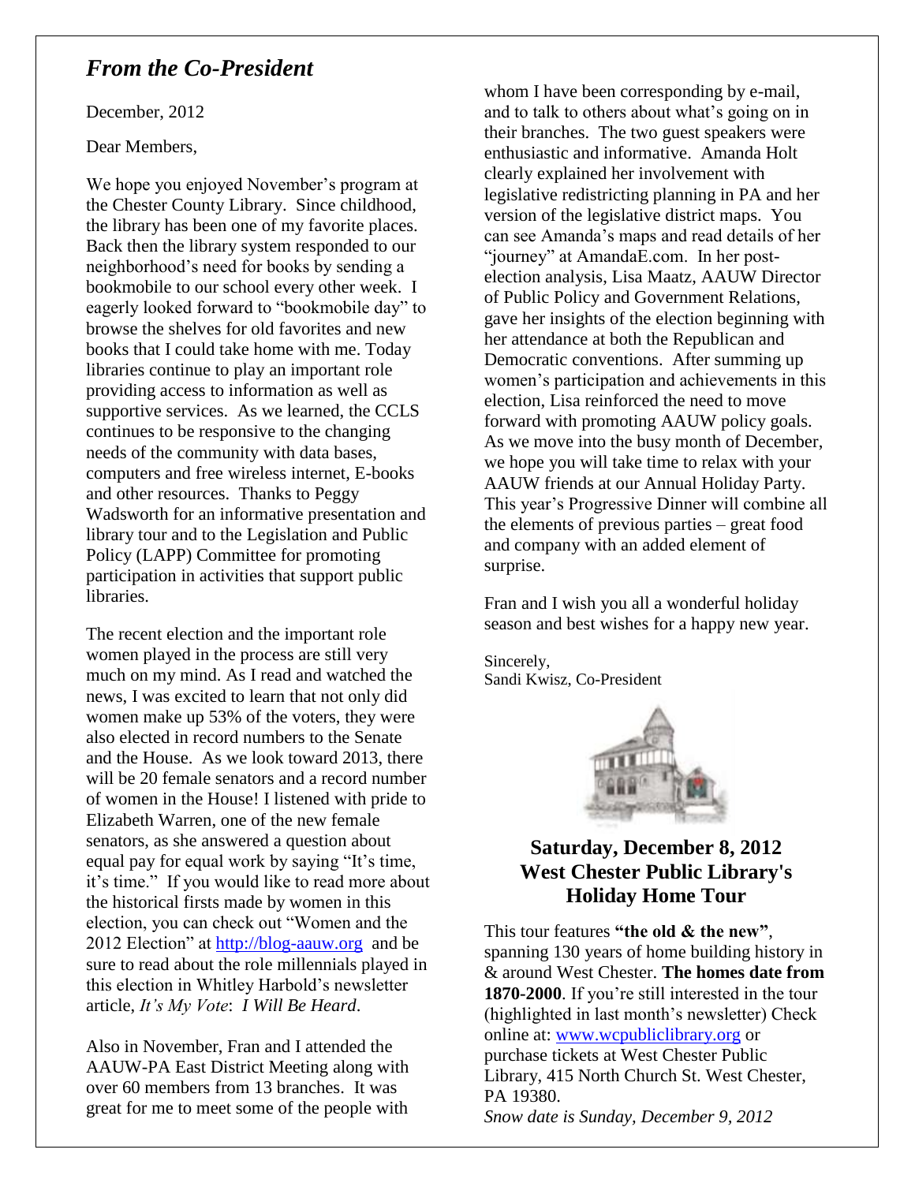## *From the Co-President*

December, 2012

Dear Members,

We hope you enjoyed November's program at the Chester County Library. Since childhood, the library has been one of my favorite places. Back then the library system responded to our neighborhood's need for books by sending a bookmobile to our school every other week. I eagerly looked forward to "bookmobile day" to browse the shelves for old favorites and new books that I could take home with me. Today libraries continue to play an important role providing access to information as well as supportive services. As we learned, the CCLS continues to be responsive to the changing needs of the community with data bases, computers and free wireless internet, E-books and other resources. Thanks to Peggy Wadsworth for an informative presentation and library tour and to the Legislation and Public Policy (LAPP) Committee for promoting participation in activities that support public libraries.

The recent election and the important role women played in the process are still very much on my mind. As I read and watched the news, I was excited to learn that not only did women make up 53% of the voters, they were also elected in record numbers to the Senate and the House. As we look toward 2013, there will be 20 female senators and a record number of women in the House! I listened with pride to Elizabeth Warren, one of the new female senators, as she answered a question about equal pay for equal work by saying "It's time, it's time." If you would like to read more about the historical firsts made by women in this election, you can check out "Women and the 2012 Election" at http://blog-aauw.org and be sure to read about the role millennials played in this election in Whitley Harbold's newsletter article, *It's My Vote*: *I Will Be Heard*.

Also in November, Fran and I attended the AAUW-PA East District Meeting along with over 60 members from 13 branches. It was great for me to meet some of the people with whom I have been corresponding by e-mail, and to talk to others about what's going on in their branches. The two guest speakers were enthusiastic and informative. Amanda Holt clearly explained her involvement with legislative redistricting planning in PA and her version of the legislative district maps. You can see Amanda's maps and read details of her "journey" at AmandaE.com. In her post-election analysis, Lisa Maatz, AAUW Director of Public Policy and Government Relations, gave her insights of the election beginning with her attendance at both the Republican and Democratic conventions. After summing up women's participation and achievements in this election, Lisa reinforced the need to move forward with promoting AAUW policy goals. As we move into the busy month of December, we hope you will take time to relax with your AAUW friends at our Annual Holiday Party. This year's Progressive Dinner will combine all the elements of previous parties – great food and company with an added element of surprise.

Fran and I wish you all a wonderful holiday season and best wishes for a happy new year.

Sincerely,
Sandi Kwisz, Co-President

### Saturday, December 8, 2012
### West Chester Public Library's Holiday Home Tour

This tour features **"the old & the new"**, spanning 130 years of home building history in & around West Chester. **The homes date from 1870-2000**. If you're still interested in the tour (highlighted in last month's newsletter) Check online at: www.wcpubliclibrary.org or purchase tickets at West Chester Public Library, 415 North Church St. West Chester, PA 19380.

*Snow date is Sunday, December 9, 2012*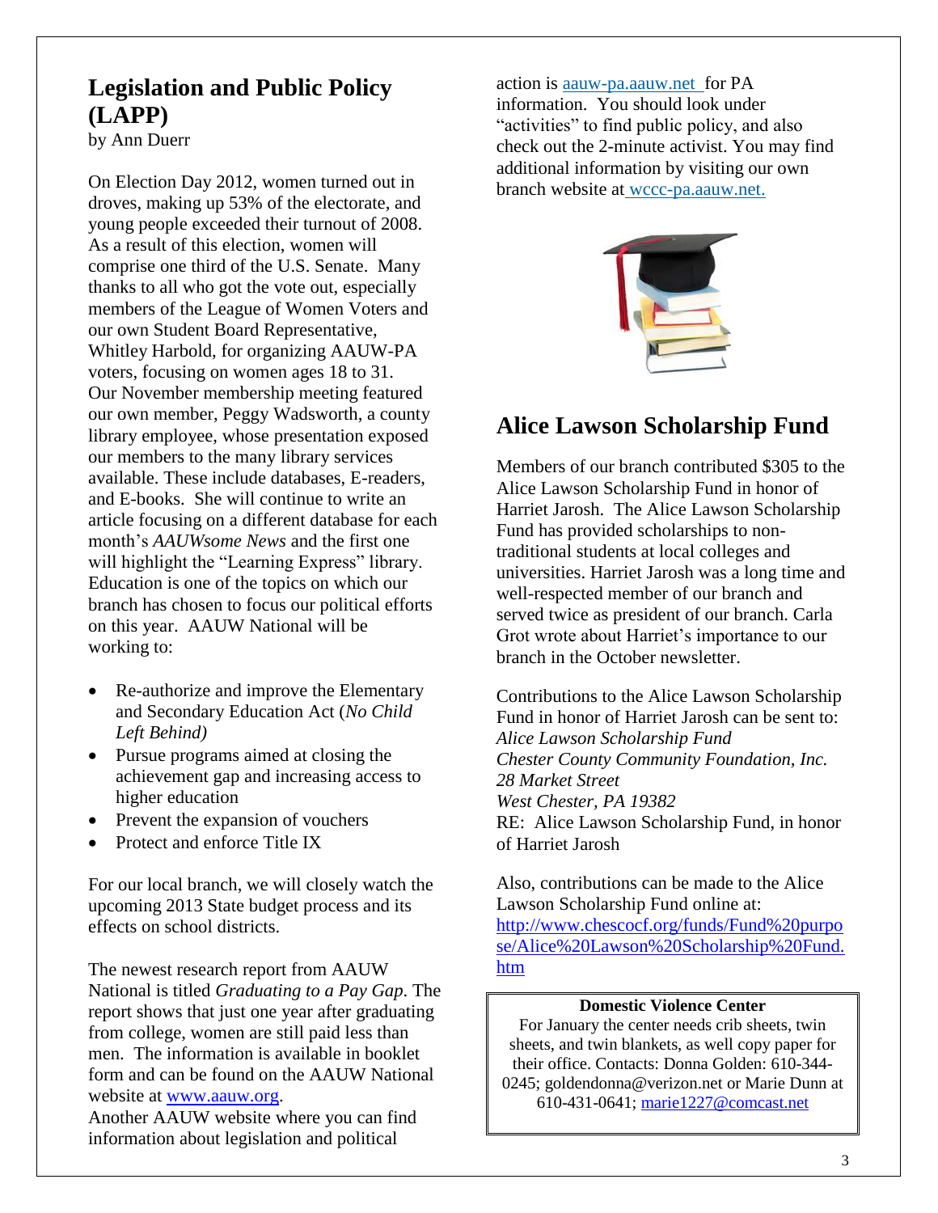## Legislation and Public Policy (LAPP)

by Ann Duerr

On Election Day 2012, women turned out in droves, making up 53% of the electorate, and young people exceeded their turnout of 2008. As a result of this election, women will comprise one third of the U.S. Senate. Many thanks to all who got the vote out, especially members of the League of Women Voters and our own Student Board Representative, Whitley Harbold, for organizing AAUW-PA voters, focusing on women ages 18 to 31. Our November membership meeting featured our own member, Peggy Wadsworth, a county library employee, whose presentation exposed our members to the many library services available. These include databases, E-readers, and E-books. She will continue to write an article focusing on a different database for each month's *AAUWsome News* and the first one will highlight the "Learning Express" library. Education is one of the topics on which our branch has chosen to focus our political efforts on this year. AAUW National will be working to:

- Re-authorize and improve the Elementary and Secondary Education Act (*No Child Left Behind)*
- Pursue programs aimed at closing the achievement gap and increasing access to higher education
- Prevent the expansion of vouchers
- Protect and enforce Title IX

For our local branch, we will closely watch the upcoming 2013 State budget process and its effects on school districts.

The newest research report from AAUW National is titled *Graduating to a Pay Gap*. The report shows that just one year after graduating from college, women are still paid less than men. The information is available in booklet form and can be found on the AAUW National website at www.aauw.org.
Another AAUW website where you can find information about legislation and political action is aauw-pa.aauw.net for PA information. You should look under "activities" to find public policy, and also check out the 2-minute activist. You may find additional information by visiting our own branch website at wccc-pa.aauw.net.

## Alice Lawson Scholarship Fund

Members of our branch contributed $305 to the Alice Lawson Scholarship Fund in honor of Harriet Jarosh. The Alice Lawson Scholarship Fund has provided scholarships to non-traditional students at local colleges and universities. Harriet Jarosh was a long time and well-respected member of our branch and served twice as president of our branch. Carla Grot wrote about Harriet's importance to our branch in the October newsletter.

Contributions to the Alice Lawson Scholarship Fund in honor of Harriet Jarosh can be sent to:
*Alice Lawson Scholarship Fund*
*Chester County Community Foundation, Inc.*
*28 Market Street*
*West Chester, PA 19382*
RE: Alice Lawson Scholarship Fund, in honor of Harriet Jarosh

Also, contributions can be made to the Alice Lawson Scholarship Fund online at:
http://www.chescocf.org/funds/Fund%20purpose/Alice%20Lawson%20Scholarship%20Fund.htm

**Domestic Violence Center**

For January the center needs crib sheets, twin sheets, and twin blankets, as well copy paper for their office. Contacts: Donna Golden: 610-344-0245; goldendonna@verizon.net or Marie Dunn at 610-431-0641; marie1227@comcast.net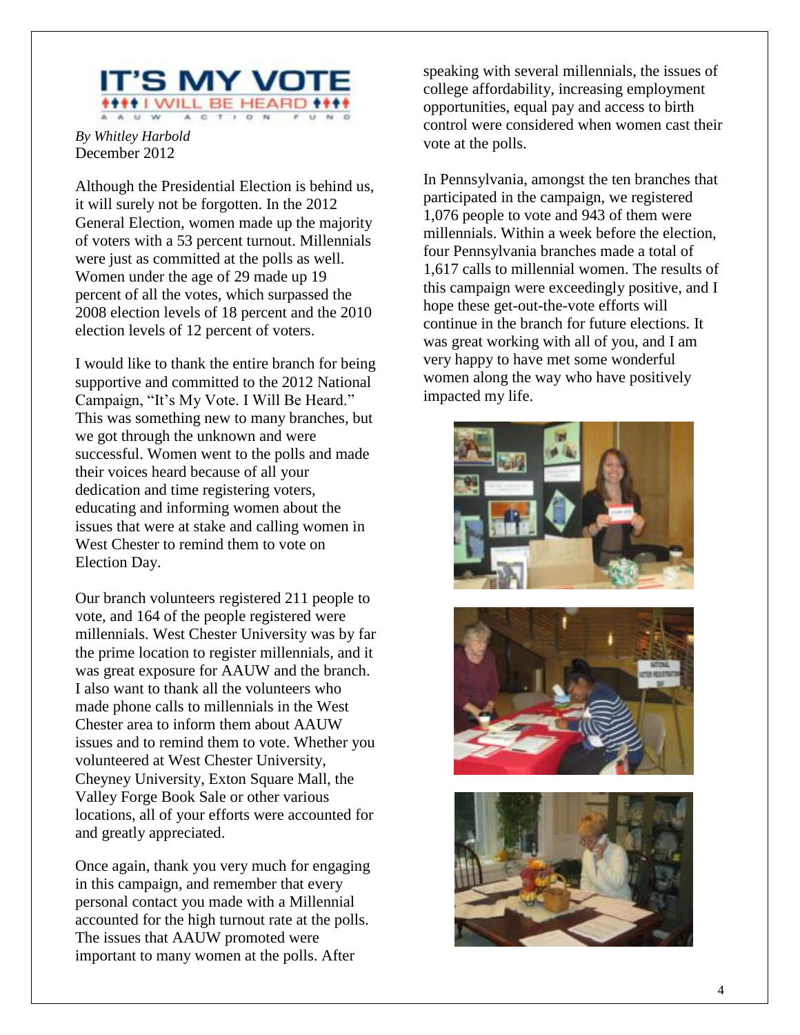# IT'S MY VOTE

I WILL BE HEARD

AAUW ACTION FUND

*By Whitley Harbold*
December 2012

Although the Presidential Election is behind us, it will surely not be forgotten. In the 2012 General Election, women made up the majority of voters with a 53 percent turnout. Millennials were just as committed at the polls as well. Women under the age of 29 made up 19 percent of all the votes, which surpassed the 2008 election levels of 18 percent and the 2010 election levels of 12 percent of voters.

I would like to thank the entire branch for being supportive and committed to the 2012 National Campaign, "It's My Vote. I Will Be Heard." This was something new to many branches, but we got through the unknown and were successful. Women went to the polls and made their voices heard because of all your dedication and time registering voters, educating and informing women about the issues that were at stake and calling women in West Chester to remind them to vote on Election Day.

Our branch volunteers registered 211 people to vote, and 164 of the people registered were millennials. West Chester University was by far the prime location to register millennials, and it was great exposure for AAUW and the branch. I also want to thank all the volunteers who made phone calls to millennials in the West Chester area to inform them about AAUW issues and to remind them to vote. Whether you volunteered at West Chester University, Cheyney University, Exton Square Mall, the Valley Forge Book Sale or other various locations, all of your efforts were accounted for and greatly appreciated.

Once again, thank you very much for engaging in this campaign, and remember that every personal contact you made with a Millennial accounted for the high turnout rate at the polls. The issues that AAUW promoted were important to many women at the polls. After speaking with several millennials, the issues of college affordability, increasing employment opportunities, equal pay and access to birth control were considered when women cast their vote at the polls.

In Pennsylvania, amongst the ten branches that participated in the campaign, we registered 1,076 people to vote and 943 of them were millennials. Within a week before the election, four Pennsylvania branches made a total of 1,617 calls to millennial women. The results of this campaign were exceedingly positive, and I hope these get-out-the-vote efforts will continue in the branch for future elections. It was great working with all of you, and I am very happy to have met some wonderful women along the way who have positively impacted my life.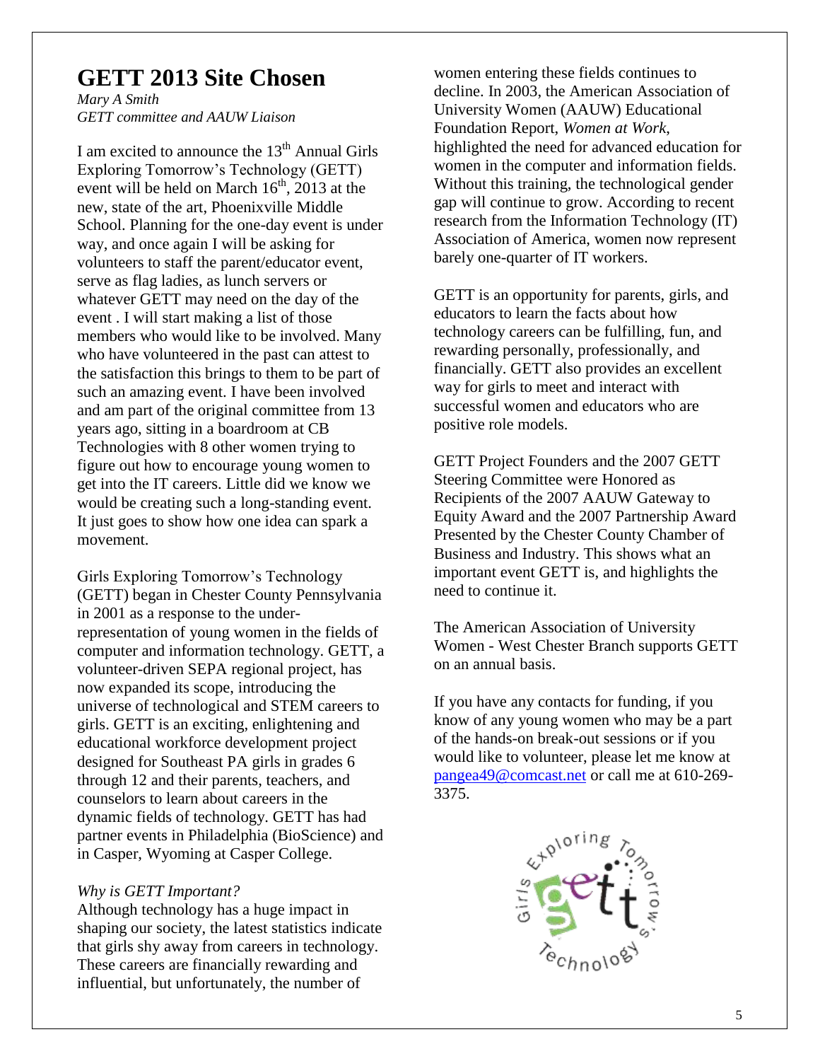# GETT 2013 Site Chosen

*Mary A Smith*
*GETT committee and AAUW Liaison*

I am excited to announce the 13th Annual Girls Exploring Tomorrow's Technology (GETT) event will be held on March 16th, 2013 at the new, state of the art, Phoenixville Middle School. Planning for the one-day event is under way, and once again I will be asking for volunteers to staff the parent/educator event, serve as flag ladies, as lunch servers or whatever GETT may need on the day of the event . I will start making a list of those members who would like to be involved. Many who have volunteered in the past can attest to the satisfaction this brings to them to be part of such an amazing event. I have been involved and am part of the original committee from 13 years ago, sitting in a boardroom at CB Technologies with 8 other women trying to figure out how to encourage young women to get into the IT careers. Little did we know we would be creating such a long-standing event. It just goes to show how one idea can spark a movement.

Girls Exploring Tomorrow's Technology (GETT) began in Chester County Pennsylvania in 2001 as a response to the under-representation of young women in the fields of computer and information technology. GETT, a volunteer-driven SEPA regional project, has now expanded its scope, introducing the universe of technological and STEM careers to girls. GETT is an exciting, enlightening and educational workforce development project designed for Southeast PA girls in grades 6 through 12 and their parents, teachers, and counselors to learn about careers in the dynamic fields of technology. GETT has had partner events in Philadelphia (BioScience) and in Casper, Wyoming at Casper College.

*Why is GETT Important?*
Although technology has a huge impact in shaping our society, the latest statistics indicate that girls shy away from careers in technology. These careers are financially rewarding and influential, but unfortunately, the number of women entering these fields continues to decline. In 2003, the American Association of University Women (AAUW) Educational Foundation Report, *Women at Work*, highlighted the need for advanced education for women in the computer and information fields. Without this training, the technological gender gap will continue to grow. According to recent research from the Information Technology (IT) Association of America, women now represent barely one-quarter of IT workers.

GETT is an opportunity for parents, girls, and educators to learn the facts about how technology careers can be fulfilling, fun, and rewarding personally, professionally, and financially. GETT also provides an excellent way for girls to meet and interact with successful women and educators who are positive role models.

GETT Project Founders and the 2007 GETT Steering Committee were Honored as Recipients of the 2007 AAUW Gateway to Equity Award and the 2007 Partnership Award Presented by the Chester County Chamber of Business and Industry. This shows what an important event GETT is, and highlights the need to continue it.

The American Association of University Women - West Chester Branch supports GETT on an annual basis.

If you have any contacts for funding, if you know of any young women who may be a part of the hands-on break-out sessions or if you would like to volunteer, please let me know at pangea49@comcast.net or call me at 610-269-3375.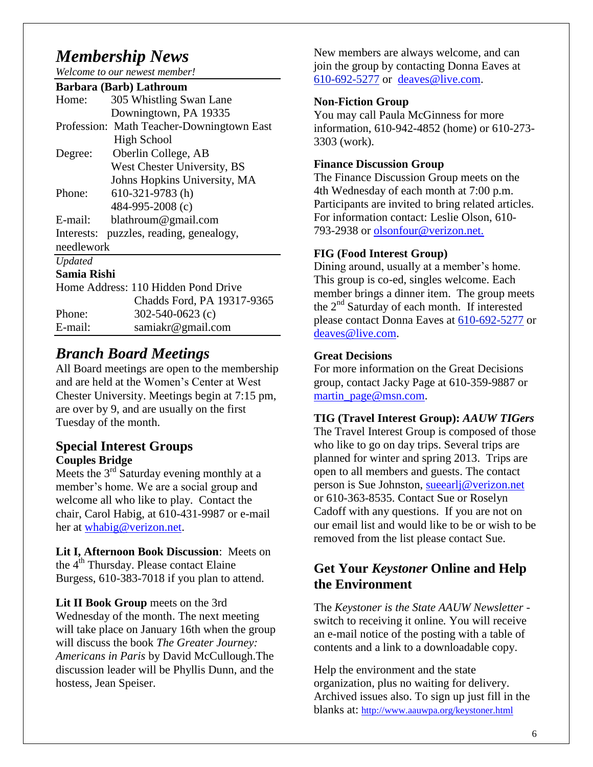# *Membership News*

*Welcome to our newest member!*

**Barbara (Barb) Lathroum**

| | |
|---|---|
| Home: | 305 Whistling Swan Lane |
| | Downingtown, PA 19335 |
| Profession: | Math Teacher-Downingtown East High School |
| Degree: | Oberlin College, AB |
| | West Chester University, BS |
| | Johns Hopkins University, MA |
| Phone: | 610-321-9783 (h) |
| | 484-995-2008 (c) |
| E-mail: | blathroum@gmail.com |
| Interests: | puzzles, reading, genealogy, needlework |

*Updated*

**Samia Rishi**

| | |
|---|---|
| Home Address: | 110 Hidden Pond Drive |
| | Chadds Ford, PA 19317-9365 |
| Phone: | 302-540-0623 (c) |
| E-mail: | samiakr@gmail.com |

## *Branch Board Meetings*

All Board meetings are open to the membership and are held at the Women's Center at West Chester University. Meetings begin at 7:15 pm, are over by 9, and are usually on the first Tuesday of the month.

## Special Interest Groups

**Couples Bridge**

Meets the 3rd Saturday evening monthly at a member's home. We are a social group and welcome all who like to play. Contact the chair, Carol Habig, at 610-431-9987 or e-mail her at whabig@verizon.net.

**Lit I, Afternoon Book Discussion**: Meets on the 4th Thursday. Please contact Elaine Burgess, 610-383-7018 if you plan to attend.

**Lit II Book Group** meets on the 3rd Wednesday of the month. The next meeting will take place on January 16th when the group will discuss the book *The Greater Journey: Americans in Paris* by David McCullough.The discussion leader will be Phyllis Dunn, and the hostess, Jean Speiser.

New members are always welcome, and can join the group by contacting Donna Eaves at 610-692-5277 or deaves@live.com.

**Non-Fiction Group**

You may call Paula McGinness for more information, 610-942-4852 (home) or 610-273-3303 (work).

**Finance Discussion Group**

The Finance Discussion Group meets on the 4th Wednesday of each month at 7:00 p.m. Participants are invited to bring related articles. For information contact: Leslie Olson, 610-793-2938 or olsonfour@verizon.net.

**FIG (Food Interest Group)**

Dining around, usually at a member's home. This group is co-ed, singles welcome. Each member brings a dinner item. The group meets the 2nd Saturday of each month. If interested please contact Donna Eaves at 610-692-5277 or deaves@live.com.

**Great Decisions**

For more information on the Great Decisions group, contact Jacky Page at 610-359-9887 or martin_page@msn.com.

**TIG (Travel Interest Group):** ***AAUW TIGers***

The Travel Interest Group is composed of those who like to go on day trips. Several trips are planned for winter and spring 2013. Trips are open to all members and guests. The contact person is Sue Johnston, sueearlj@verizon.net or 610-363-8535. Contact Sue or Roselyn Cadoff with any questions. If you are not on our email list and would like to be or wish to be removed from the list please contact Sue.

## Get Your *Keystoner* Online and Help the Environment

The *Keystoner is the State AAUW Newsletter* - switch to receiving it online. You will receive an e-mail notice of the posting with a table of contents and a link to a downloadable copy.

Help the environment and the state organization, plus no waiting for delivery. Archived issues also. To sign up just fill in the blanks at: http://www.aauwpa.org/keystoner.html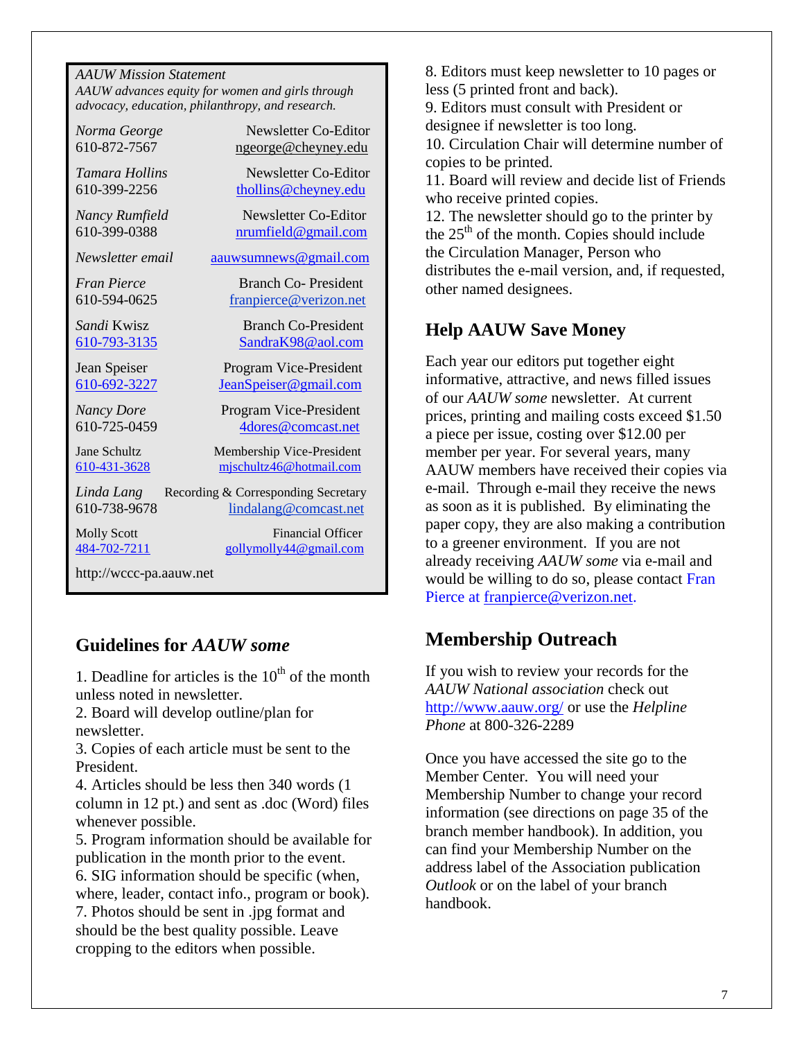*AAUW Mission Statement*
*AAUW advances equity for women and girls through advocacy, education, philanthropy, and research.*

*Norma George* — Newsletter Co-Editor
610-872-7567 — ngeorge@cheyney.edu

*Tamara Hollins* — Newsletter Co-Editor
610-399-2256 — thollins@cheyney.edu

*Nancy Rumfield* — Newsletter Co-Editor
610-399-0388 — nrumfield@gmail.com

*Newsletter email* — aauwsumnews@gmail.com

*Fran Pierce* — Branch Co- President
610-594-0625 — franpierce@verizon.net

*Sandi* Kwisz — Branch Co-President
610-793-3135 — SandraK98@aol.com

Jean Speiser — Program Vice-President
610-692-3227 — JeanSpeiser@gmail.com

*Nancy Dore* — Program Vice-President
610-725-0459 — 4dores@comcast.net

Jane Schultz — Membership Vice-President
610-431-3628 — mjschultz46@hotmail.com

*Linda Lang* — Recording & Corresponding Secretary
610-738-9678 — lindalang@comcast.net

Molly Scott — Financial Officer
484-702-7211 — gollymolly44@gmail.com

http://wccc-pa.aauw.net

## Guidelines for *AAUW some*

1. Deadline for articles is the 10th of the month unless noted in newsletter.
2. Board will develop outline/plan for newsletter.
3. Copies of each article must be sent to the President.
4. Articles should be less then 340 words (1 column in 12 pt.) and sent as .doc (Word) files whenever possible.
5. Program information should be available for publication in the month prior to the event.
6. SIG information should be specific (when, where, leader, contact info., program or book).
7. Photos should be sent in .jpg format and should be the best quality possible. Leave cropping to the editors when possible.
8. Editors must keep newsletter to 10 pages or less (5 printed front and back).
9. Editors must consult with President or designee if newsletter is too long.
10. Circulation Chair will determine number of copies to be printed.
11. Board will review and decide list of Friends who receive printed copies.
12. The newsletter should go to the printer by the 25th of the month. Copies should include the Circulation Manager, Person who distributes the e-mail version, and, if requested, other named designees.

## Help AAUW Save Money

Each year our editors put together eight informative, attractive, and news filled issues of our *AAUW some* newsletter. At current prices, printing and mailing costs exceed $1.50 a piece per issue, costing over $12.00 per member per year. For several years, many AAUW members have received their copies via e-mail. Through e-mail they receive the news as soon as it is published. By eliminating the paper copy, they are also making a contribution to a greener environment. If you are not already receiving *AAUW some* via e-mail and would be willing to do so, please contact Fran Pierce at franpierce@verizon.net.

## Membership Outreach

If you wish to review your records for the *AAUW National association* check out http://www.aauw.org/ or use the *Helpline Phone* at 800-326-2289

Once you have accessed the site go to the Member Center. You will need your Membership Number to change your record information (see directions on page 35 of the branch member handbook). In addition, you can find your Membership Number on the address label of the Association publication *Outlook* or on the label of your branch handbook.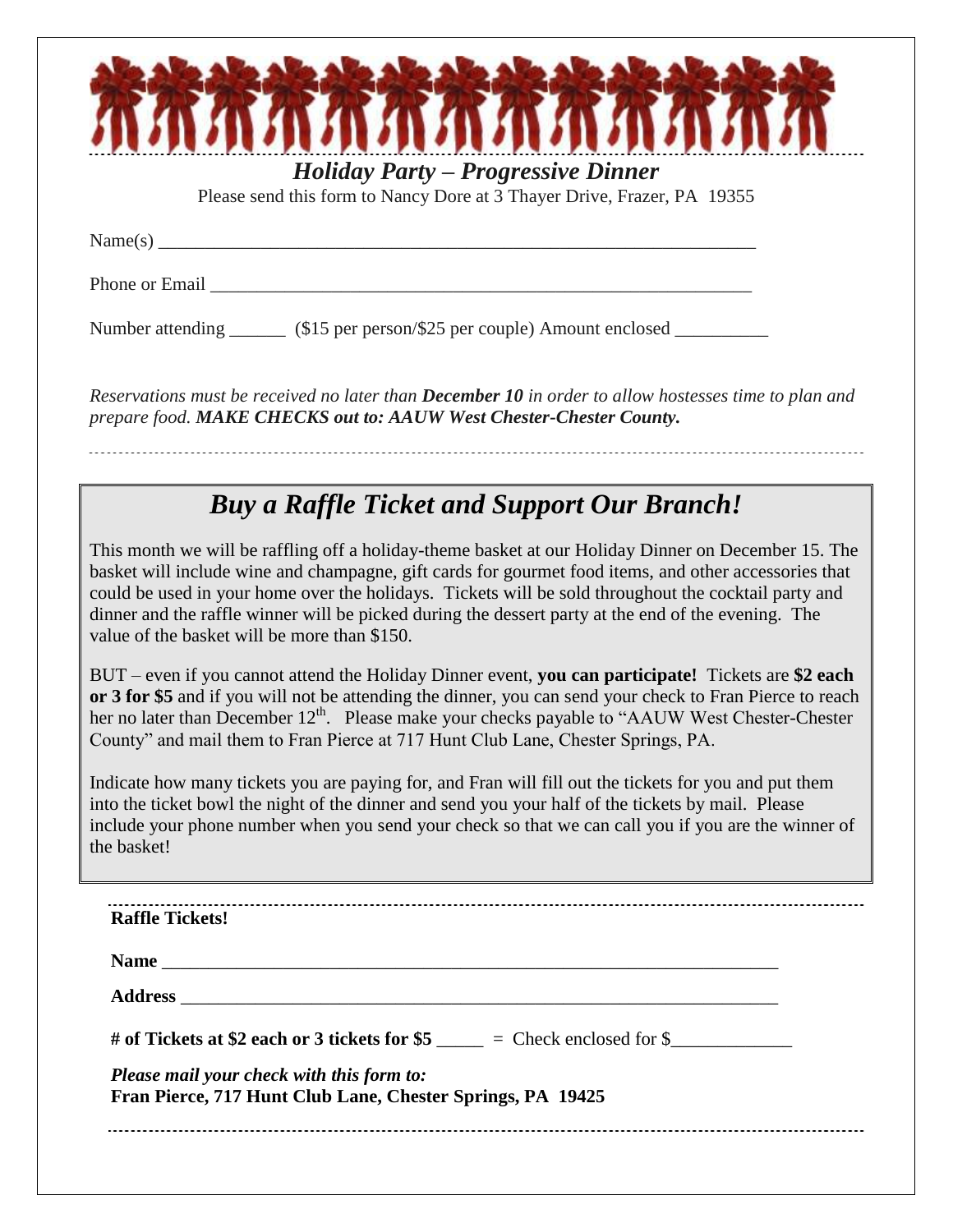## *Holiday Party – Progressive Dinner*

Please send this form to Nancy Dore at 3 Thayer Drive, Frazer, PA 19355

Name(s) ________________________________________________________________

Phone or Email __________________________________________________________

Number attending ______ ($15 per person/$25 per couple) Amount enclosed __________

*Reservations must be received no later than* ***December 10*** *in order to allow hostesses time to plan and prepare food.* ***MAKE CHECKS out to: AAUW West Chester-Chester County.***

---

## *Buy a Raffle Ticket and Support Our Branch!*

This month we will be raffling off a holiday-theme basket at our Holiday Dinner on December 15. The basket will include wine and champagne, gift cards for gourmet food items, and other accessories that could be used in your home over the holidays. Tickets will be sold throughout the cocktail party and dinner and the raffle winner will be picked during the dessert party at the end of the evening. The value of the basket will be more than $150.

BUT – even if you cannot attend the Holiday Dinner event, **you can participate!** Tickets are **$2 each or 3 for $5** and if you will not be attending the dinner, you can send your check to Fran Pierce to reach her no later than December 12th. Please make your checks payable to "AAUW West Chester-Chester County" and mail them to Fran Pierce at 717 Hunt Club Lane, Chester Springs, PA.

Indicate how many tickets you are paying for, and Fran will fill out the tickets for you and put them into the ticket bowl the night of the dinner and send you your half of the tickets by mail. Please include your phone number when you send your check so that we can call you if you are the winner of the basket!

---

**Raffle Tickets!**

**Name** ________________________________________________________________

**Address** ______________________________________________________________

**# of Tickets at $2 each or 3 tickets for $5** _____ = Check enclosed for $_____________

***Please mail your check with this form to:***
**Fran Pierce, 717 Hunt Club Lane, Chester Springs, PA 19425**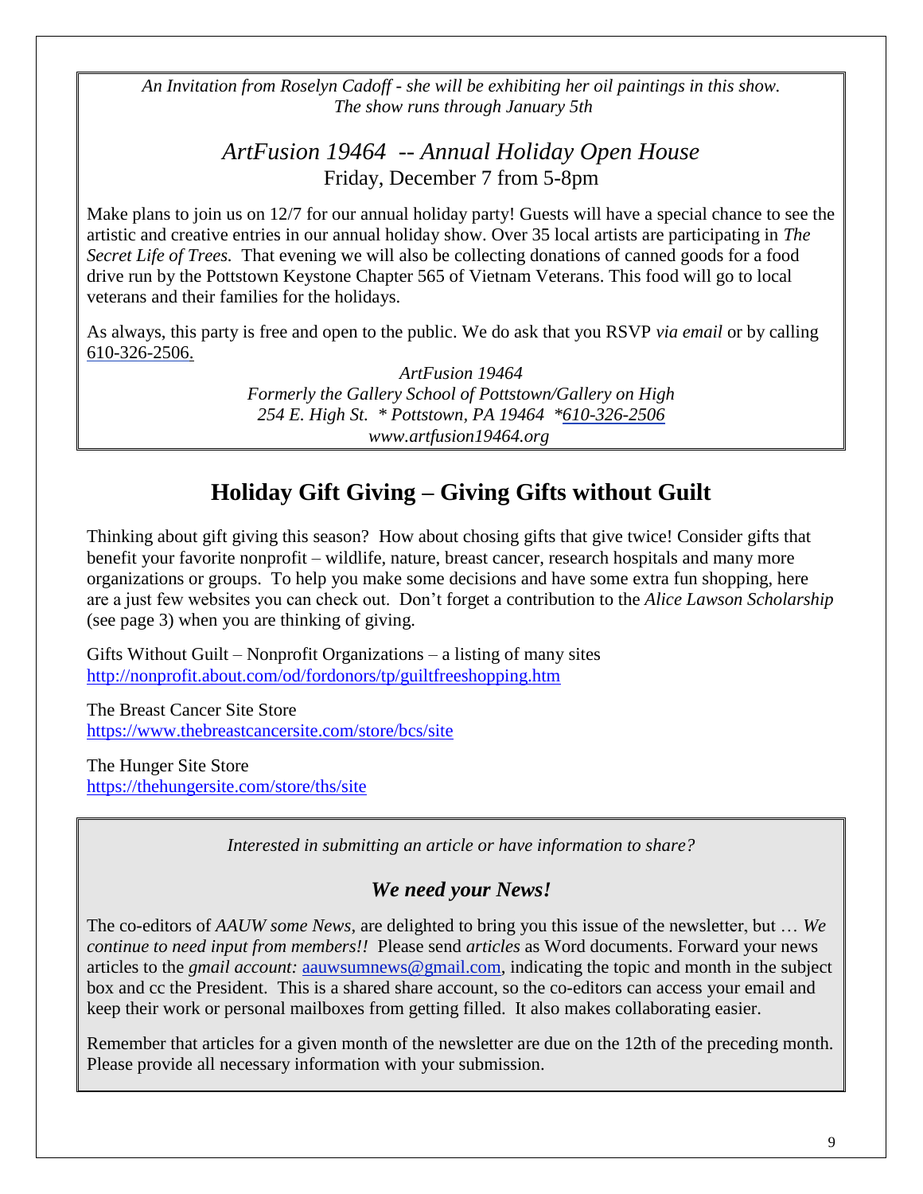*An Invitation from Roselyn Cadoff - she will be exhibiting her oil paintings in this show.*
*The show runs through January 5th*

## *ArtFusion 19464 -- Annual Holiday Open House*

Friday, December 7 from 5-8pm

Make plans to join us on 12/7 for our annual holiday party! Guests will have a special chance to see the artistic and creative entries in our annual holiday show. Over 35 local artists are participating in *The Secret Life of Trees.* That evening we will also be collecting donations of canned goods for a food drive run by the Pottstown Keystone Chapter 565 of Vietnam Veterans. This food will go to local veterans and their families for the holidays.

As always, this party is free and open to the public. We do ask that you RSVP *via email* or by calling 610-326-2506.

*ArtFusion 19464*
*Formerly the Gallery School of Pottstown/Gallery on High*
*254 E. High St. * Pottstown, PA 19464 *610-326-2506*
*www.artfusion19464.org*

## Holiday Gift Giving – Giving Gifts without Guilt

Thinking about gift giving this season? How about chosing gifts that give twice! Consider gifts that benefit your favorite nonprofit – wildlife, nature, breast cancer, research hospitals and many more organizations or groups. To help you make some decisions and have some extra fun shopping, here are a just few websites you can check out. Don't forget a contribution to the *Alice Lawson Scholarship* (see page 3) when you are thinking of giving.

Gifts Without Guilt – Nonprofit Organizations – a listing of many sites
http://nonprofit.about.com/od/fordonors/tp/guiltfreeshopping.htm

The Breast Cancer Site Store
https://www.thebreastcancersite.com/store/bcs/site

The Hunger Site Store
https://thehungersite.com/store/ths/site

*Interested in submitting an article or have information to share?*

### *We need your News!*

The co-editors of *AAUW some News*, are delighted to bring you this issue of the newsletter, but … *We continue to need input from members!!* Please send *articles* as Word documents. Forward your news articles to the *gmail account:* aauwsumnews@gmail.com, indicating the topic and month in the subject box and cc the President. This is a shared share account, so the co-editors can access your email and keep their work or personal mailboxes from getting filled. It also makes collaborating easier.

Remember that articles for a given month of the newsletter are due on the 12th of the preceding month. Please provide all necessary information with your submission.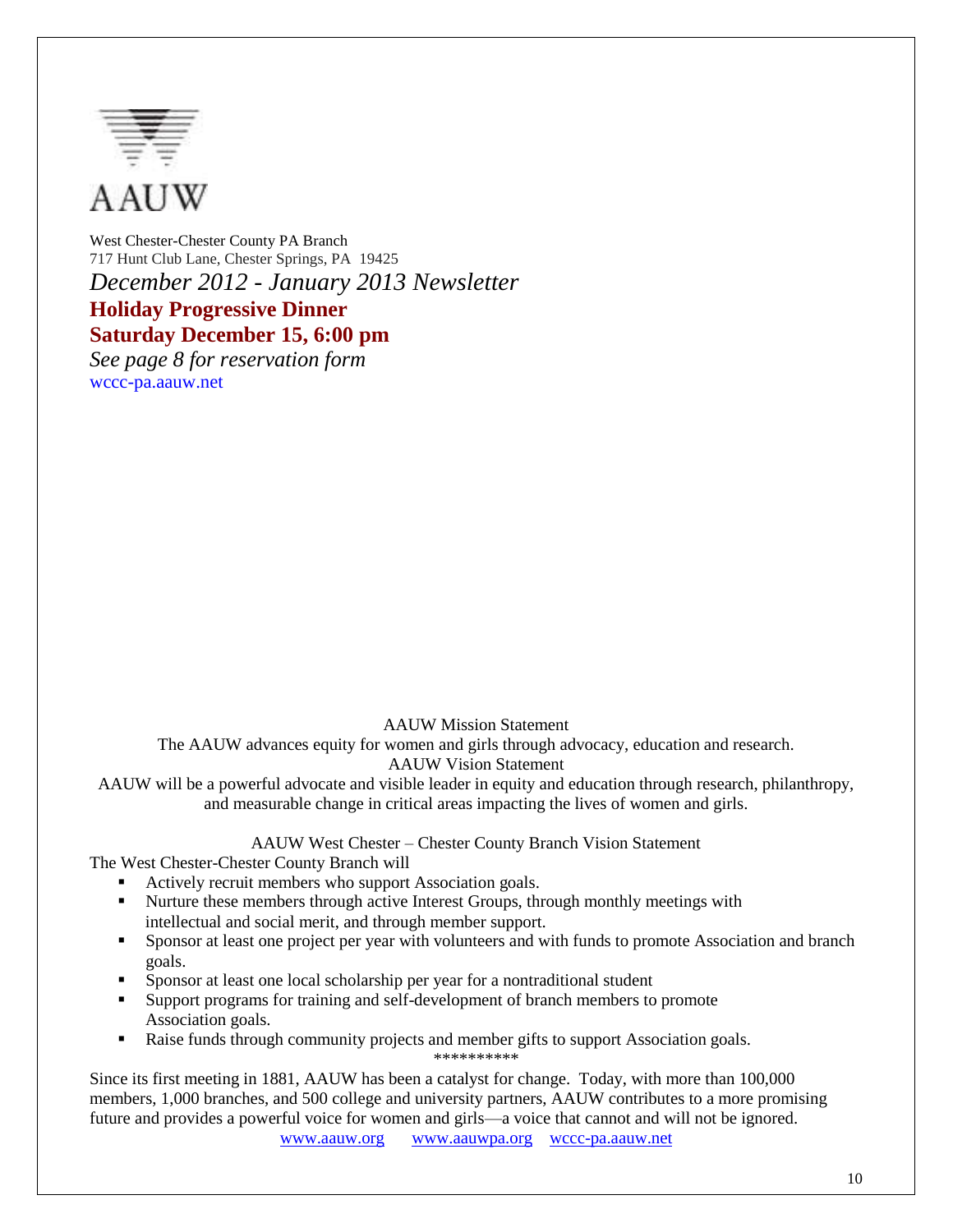AAUW

West Chester-Chester County PA Branch
717 Hunt Club Lane, Chester Springs, PA 19425

*December 2012 - January 2013 Newsletter*

**Holiday Progressive Dinner**

**Saturday December 15, 6:00 pm**

*See page 8 for reservation form*

wccc-pa.aauw.net

AAUW Mission Statement

The AAUW advances equity for women and girls through advocacy, education and research.

AAUW Vision Statement

AAUW will be a powerful advocate and visible leader in equity and education through research, philanthropy, and measurable change in critical areas impacting the lives of women and girls.

AAUW West Chester – Chester County Branch Vision Statement

The West Chester-Chester County Branch will

- Actively recruit members who support Association goals.
- Nurture these members through active Interest Groups, through monthly meetings with intellectual and social merit, and through member support.
- Sponsor at least one project per year with volunteers and with funds to promote Association and branch goals.
- Sponsor at least one local scholarship per year for a nontraditional student
- Support programs for training and self-development of branch members to promote Association goals.
- Raise funds through community projects and member gifts to support Association goals.

**********

Since its first meeting in 1881, AAUW has been a catalyst for change. Today, with more than 100,000 members, 1,000 branches, and 500 college and university partners, AAUW contributes to a more promising future and provides a powerful voice for women and girls—a voice that cannot and will not be ignored.

www.aauw.org www.aauwpa.org wccc-pa.aauw.net